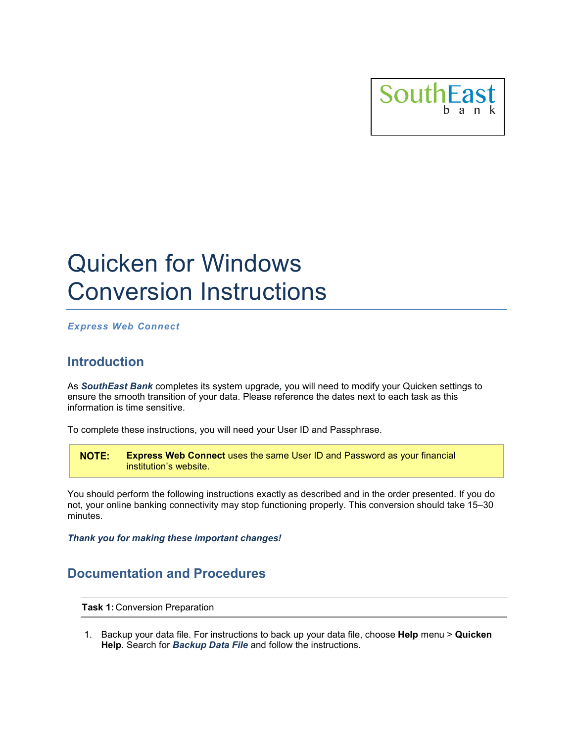SouthEast bank

# Quicken for Windows Conversion Instructions

***Express Web Connect***

## Introduction

As ***SouthEast Bank*** completes its system upgrade*,* you will need to modify your Quicken settings to ensure the smooth transition of your data. Please reference the dates next to each task as this information is time sensitive.

To complete these instructions, you will need your User ID and Passphrase.

| **NOTE:** | **Express Web Connect** uses the same User ID and Password as your financial institution's website. |
|---|---|

You should perform the following instructions exactly as described and in the order presented. If you do not, your online banking connectivity may stop functioning properly. This conversion should take 15–30 minutes.

***Thank you for making these important changes!***

## Documentation and Procedures

**Task 1:** Conversion Preparation

1. Backup your data file. For instructions to back up your data file, choose **Help** menu > **Quicken Help**. Search for ***Backup Data File*** and follow the instructions.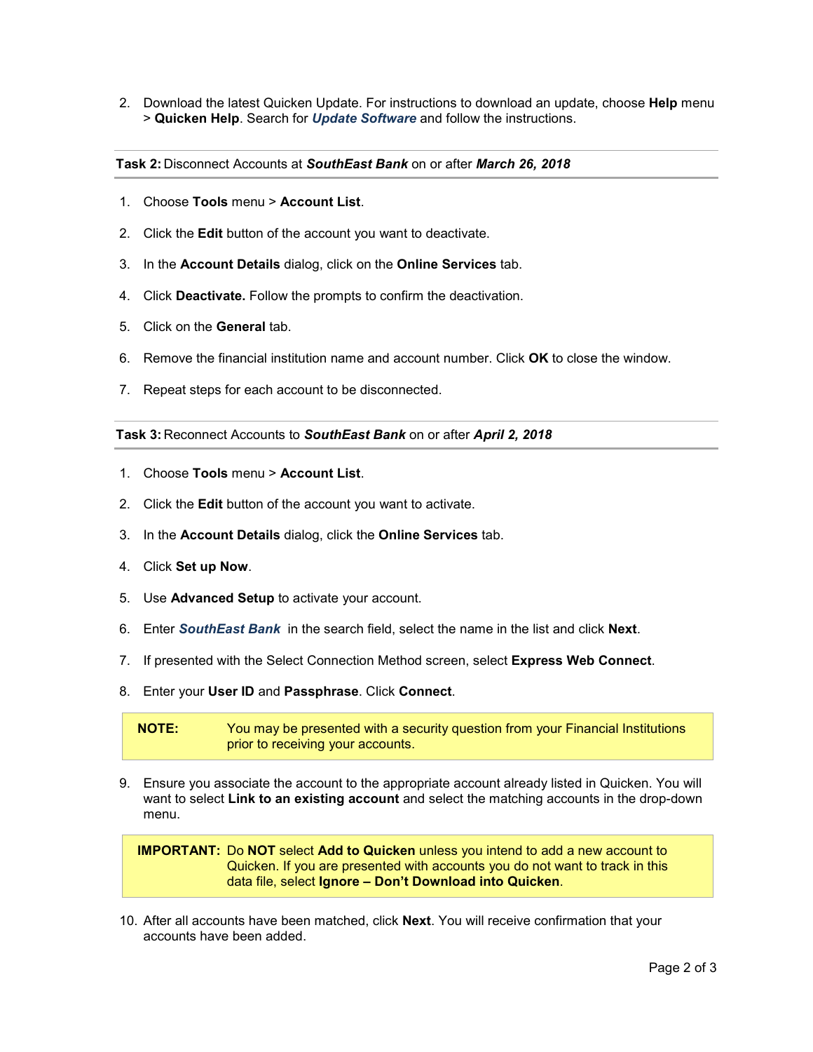2. Download the latest Quicken Update. For instructions to download an update, choose **Help** menu > **Quicken Help**. Search for ***Update Software*** and follow the instructions.

---

**Task 2:** Disconnect Accounts at ***SouthEast Bank*** on or after ***March 26, 2018***

---

1. Choose **Tools** menu > **Account List**.
2. Click the **Edit** button of the account you want to deactivate.
3. In the **Account Details** dialog, click on the **Online Services** tab.
4. Click **Deactivate.** Follow the prompts to confirm the deactivation.
5. Click on the **General** tab.
6. Remove the financial institution name and account number. Click **OK** to close the window.
7. Repeat steps for each account to be disconnected.

---

**Task 3:** Reconnect Accounts to ***SouthEast Bank*** on or after ***April 2, 2018***

---

1. Choose **Tools** menu > **Account List**.
2. Click the **Edit** button of the account you want to activate.
3. In the **Account Details** dialog, click the **Online Services** tab.
4. Click **Set up Now**.
5. Use **Advanced Setup** to activate your account.
6. Enter ***SouthEast Bank*** in the search field, select the name in the list and click **Next**.
7. If presented with the Select Connection Method screen, select **Express Web Connect**.
8. Enter your **User ID** and **Passphrase**. Click **Connect**.

> **NOTE:** You may be presented with a security question from your Financial Institutions prior to receiving your accounts.

9. Ensure you associate the account to the appropriate account already listed in Quicken. You will want to select **Link to an existing account** and select the matching accounts in the drop-down menu.

> **IMPORTANT:** Do **NOT** select **Add to Quicken** unless you intend to add a new account to Quicken. If you are presented with accounts you do not want to track in this data file, select **Ignore – Don't Download into Quicken**.

10. After all accounts have been matched, click **Next**. You will receive confirmation that your accounts have been added.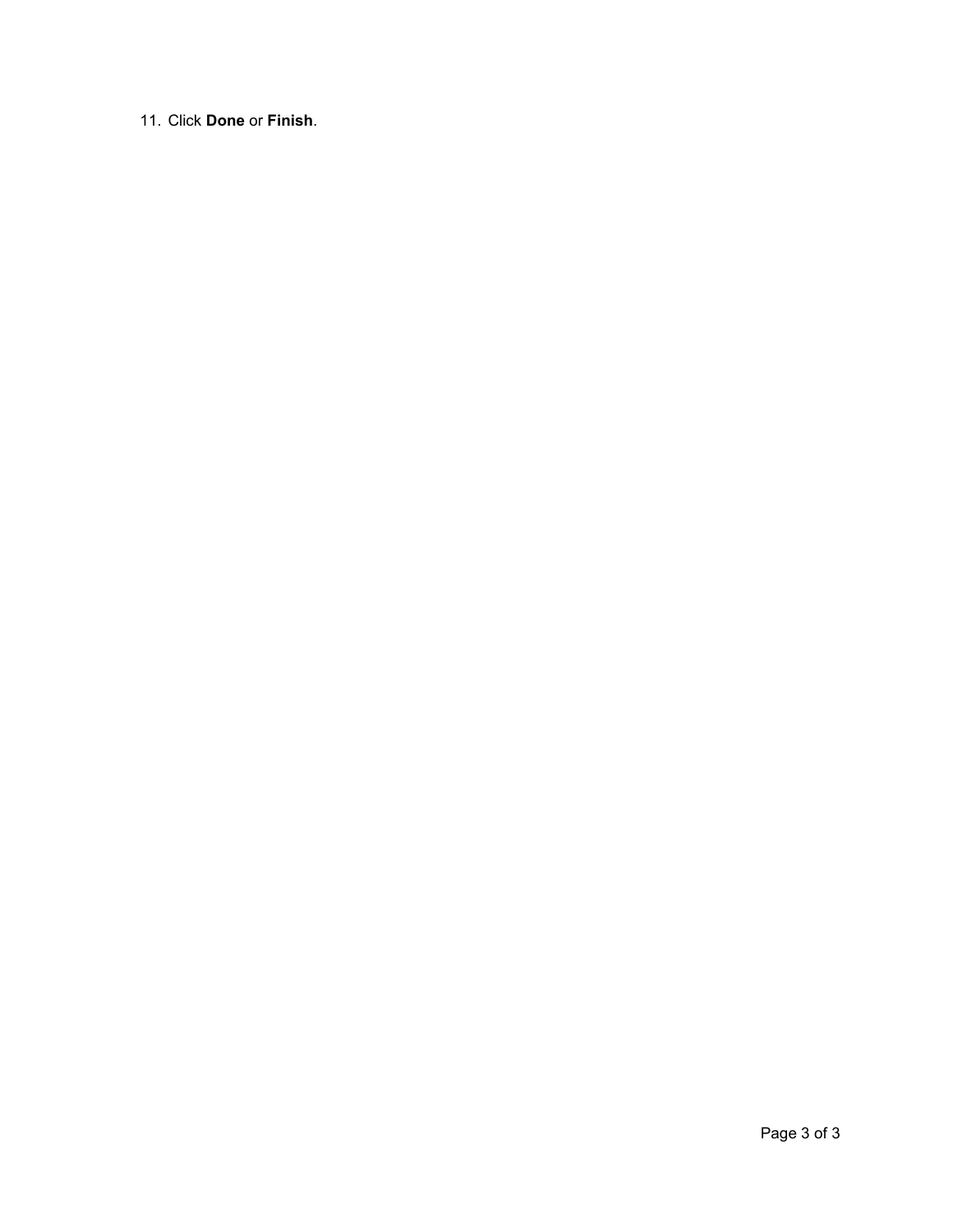11. Click **Done** or **Finish**.